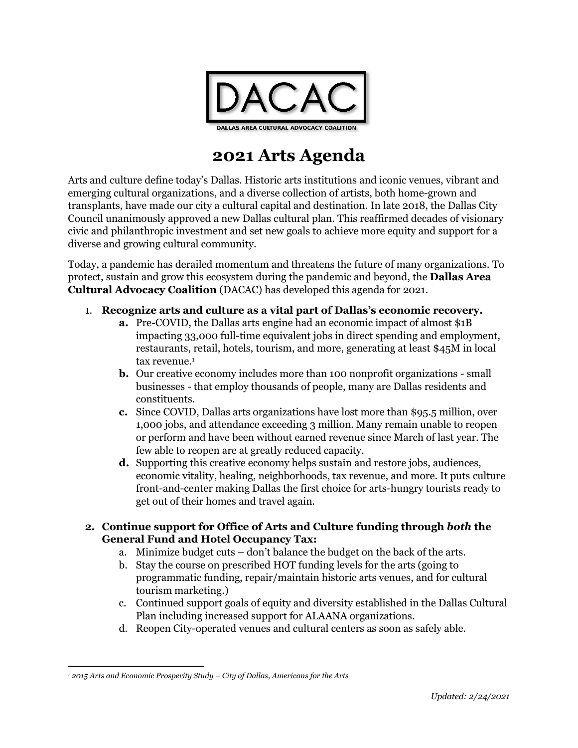DACAC

DALLAS AREA CULTURAL ADVOCACY COALITION

# 2021 Arts Agenda

Arts and culture define today's Dallas. Historic arts institutions and iconic venues, vibrant and emerging cultural organizations, and a diverse collection of artists, both home-grown and transplants, have made our city a cultural capital and destination. In late 2018, the Dallas City Council unanimously approved a new Dallas cultural plan. This reaffirmed decades of visionary civic and philanthropic investment and set new goals to achieve more equity and support for a diverse and growing cultural community.

Today, a pandemic has derailed momentum and threatens the future of many organizations. To protect, sustain and grow this ecosystem during the pandemic and beyond, the **Dallas Area Cultural Advocacy Coalition** (DACAC) has developed this agenda for 2021.

1. **Recognize arts and culture as a vital part of Dallas's economic recovery.**
   - **a.** Pre-COVID, the Dallas arts engine had an economic impact of almost $1B impacting 33,000 full-time equivalent jobs in direct spending and employment, restaurants, retail, hotels, tourism, and more, generating at least $45M in local tax revenue.[1]
   - **b.** Our creative economy includes more than 100 nonprofit organizations - small businesses - that employ thousands of people, many are Dallas residents and constituents.
   - **c.** Since COVID, Dallas arts organizations have lost more than $95.5 million, over 1,000 jobs, and attendance exceeding 3 million. Many remain unable to reopen or perform and have been without earned revenue since March of last year. The few able to reopen are at greatly reduced capacity.
   - **d.** Supporting this creative economy helps sustain and restore jobs, audiences, economic vitality, healing, neighborhoods, tax revenue, and more. It puts culture front-and-center making Dallas the first choice for arts-hungry tourists ready to get out of their homes and travel again.

2. **Continue support for Office of Arts and Culture funding through *both* the General Fund and Hotel Occupancy Tax:**
   - a. Minimize budget cuts – don't balance the budget on the back of the arts.
   - b. Stay the course on prescribed HOT funding levels for the arts (going to programmatic funding, repair/maintain historic arts venues, and for cultural tourism marketing.)
   - c. Continued support goals of equity and diversity established in the Dallas Cultural Plan including increased support for ALAANA organizations.
   - d. Reopen City-operated venues and cultural centers as soon as safely able.

---

[1] *2015 Arts and Economic Prosperity Study – City of Dallas, Americans for the Arts*

*Updated: 2/24/2021*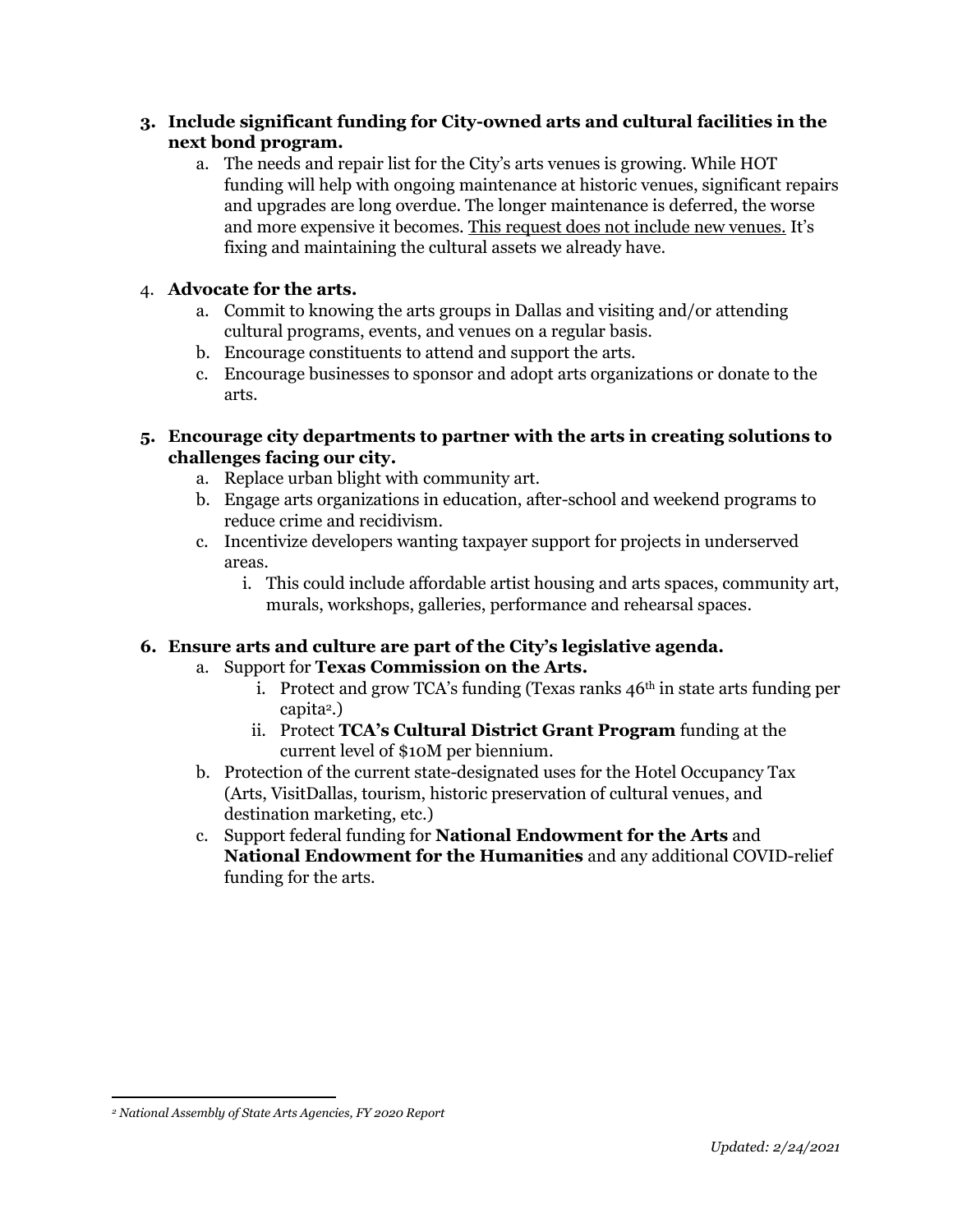3. **Include significant funding for City-owned arts and cultural facilities in the next bond program.**
   a. The needs and repair list for the City's arts venues is growing. While HOT funding will help with ongoing maintenance at historic venues, significant repairs and upgrades are long overdue. The longer maintenance is deferred, the worse and more expensive it becomes. <u>This request does not include new venues.</u> It's fixing and maintaining the cultural assets we already have.

4. **Advocate for the arts.**
   a. Commit to knowing the arts groups in Dallas and visiting and/or attending cultural programs, events, and venues on a regular basis.
   b. Encourage constituents to attend and support the arts.
   c. Encourage businesses to sponsor and adopt arts organizations or donate to the arts.

5. **Encourage city departments to partner with the arts in creating solutions to challenges facing our city.**
   a. Replace urban blight with community art.
   b. Engage arts organizations in education, after-school and weekend programs to reduce crime and recidivism.
   c. Incentivize developers wanting taxpayer support for projects in underserved areas.
      i. This could include affordable artist housing and arts spaces, community art, murals, workshops, galleries, performance and rehearsal spaces.

6. **Ensure arts and culture are part of the City's legislative agenda.**
   a. Support for **Texas Commission on the Arts.**
      i. Protect and grow TCA's funding (Texas ranks 46th in state arts funding per capita[2].)
      ii. Protect **TCA's Cultural District Grant Program** funding at the current level of $10M per biennium.
   b. Protection of the current state-designated uses for the Hotel Occupancy Tax (Arts, VisitDallas, tourism, historic preservation of cultural venues, and destination marketing, etc.)
   c. Support federal funding for **National Endowment for the Arts** and **National Endowment for the Humanities** and any additional COVID-relief funding for the arts.

---

*[2] National Assembly of State Arts Agencies, FY 2020 Report*

*Updated: 2/24/2021*